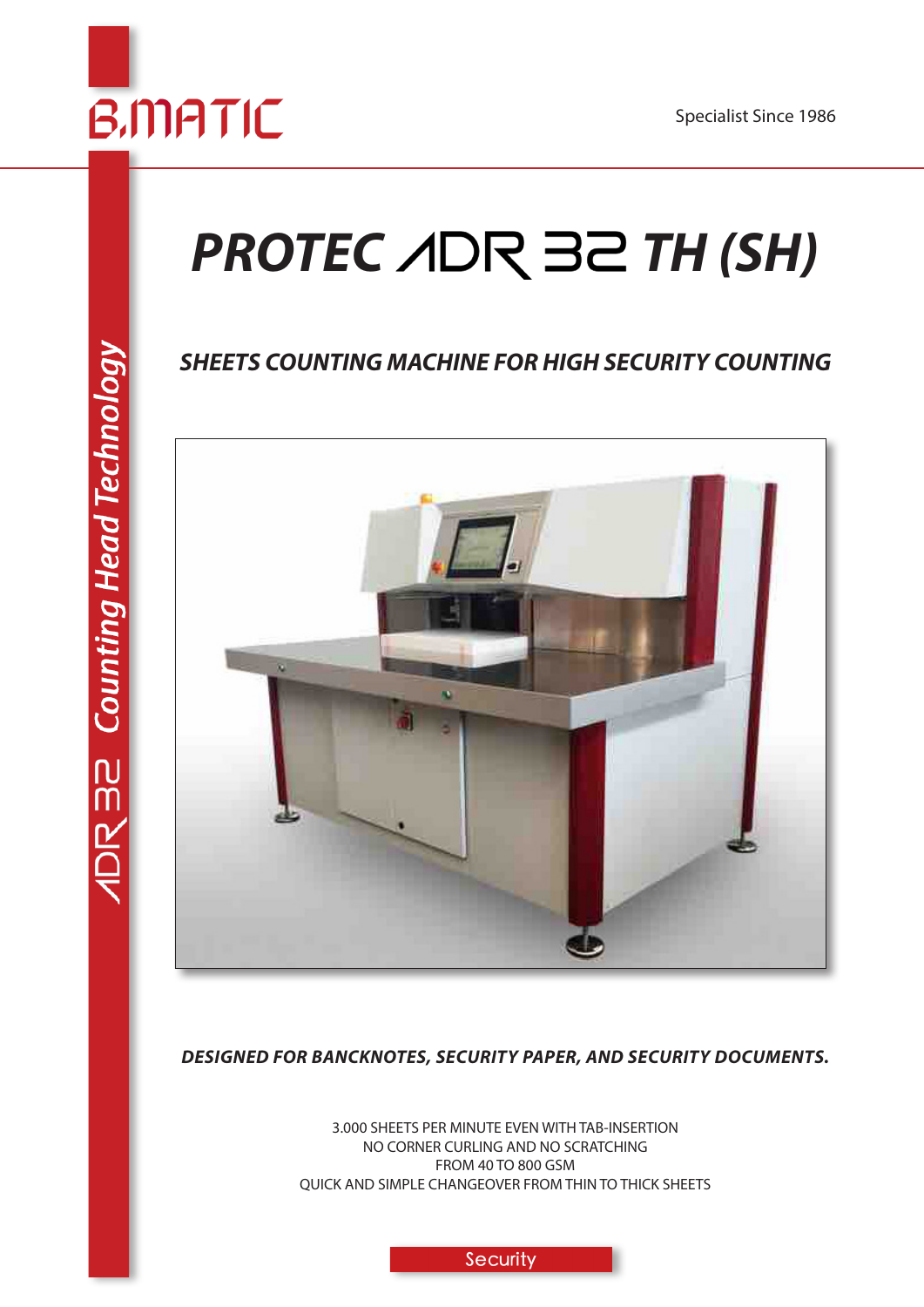B.MATIC

Specialist Since 1986

ADR 32 *Counting Head Technology*

# *PROTEC ADR 32 TH (SH)*

## *SHEETS COUNTING MACHINE FOR HIGH SECURITY COUNTING*

***DESIGNED FOR BANCKNOTES, SECURITY PAPER, AND SECURITY DOCUMENTS.***

3.000 SHEETS PER MINUTE EVEN WITH TAB-INSERTION
NO CORNER CURLING AND NO SCRATCHING
FROM 40 TO 800 GSM
QUICK AND SIMPLE CHANGEOVER FROM THIN TO THICK SHEETS

Security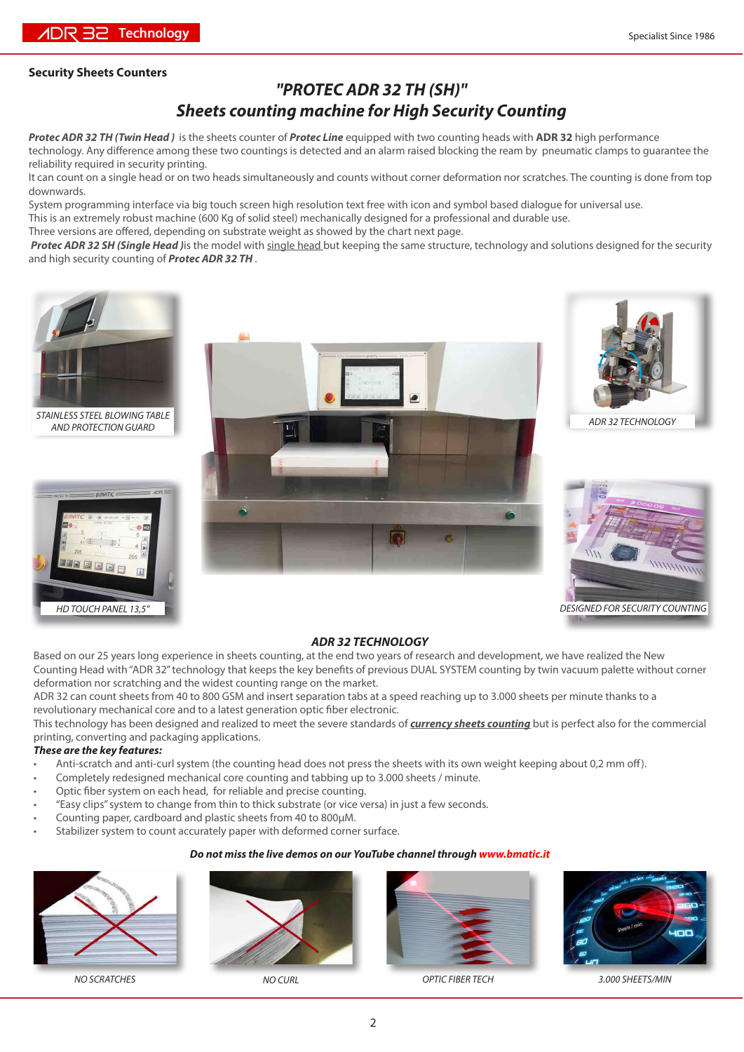## Security Sheets Counters

# *"PROTEC ADR 32 TH (SH)"*
# *Sheets counting machine for High Security Counting*

***Protec ADR 32 TH (Twin Head )*** is the sheets counter of ***Protec Line*** equipped with two counting heads with **ADR 32** high performance technology. Any difference among these two countings is detected and an alarm raised blocking the ream by pneumatic clamps to guarantee the reliability required in security printing.
It can count on a single head or on two heads simultaneously and counts without corner deformation nor scratches. The counting is done from top downwards.
System programming interface via big touch screen high resolution text free with icon and symbol based dialogue for universal use.
This is an extremely robust machine (600 Kg of solid steel) mechanically designed for a professional and durable use.
Three versions are offered, depending on substrate weight as showed by the chart next page.
***Protec ADR 32 SH (Single Head )***is the model with single head but keeping the same structure, technology and solutions designed for the security and high security counting of ***Protec ADR 32 TH*** .

*STAINLESS STEEL BLOWING TABLE AND PROTECTION GUARD*

*ADR 32 TECHNOLOGY*

*HD TOUCH PANEL 13,5"*

*DESIGNED FOR SECURITY COUNTING*

### *ADR 32 TECHNOLOGY*

Based on our 25 years long experience in sheets counting, at the end two years of research and development, we have realized the New Counting Head with "ADR 32" technology that keeps the key benefits of previous DUAL SYSTEM counting by twin vacuum palette without corner deformation nor scratching and the widest counting range on the market.
ADR 32 can count sheets from 40 to 800 GSM and insert separation tabs at a speed reaching up to 3.000 sheets per minute thanks to a revolutionary mechanical core and to a latest generation optic fiber electronic.
This technology has been designed and realized to meet the severe standards of ***currency sheets counting*** but is perfect also for the commercial printing, converting and packaging applications.

***These are the key features:***

- Anti-scratch and anti-curl system (the counting head does not press the sheets with its own weight keeping about 0,2 mm off).
- Completely redesigned mechanical core counting and tabbing up to 3.000 sheets / minute.
- Optic fiber system on each head, for reliable and precise counting.
- "Easy clips" system to change from thin to thick substrate (or vice versa) in just a few seconds.
- Counting paper, cardboard and plastic sheets from 40 to 800µM.
- Stabilizer system to count accurately paper with deformed corner surface.

***Do not miss the live demos on our YouTube channel through www.bmatic.it***

*NO SCRATCHES*

*NO CURL*

*OPTIC FIBER TECH*

*3.000 SHEETS/MIN*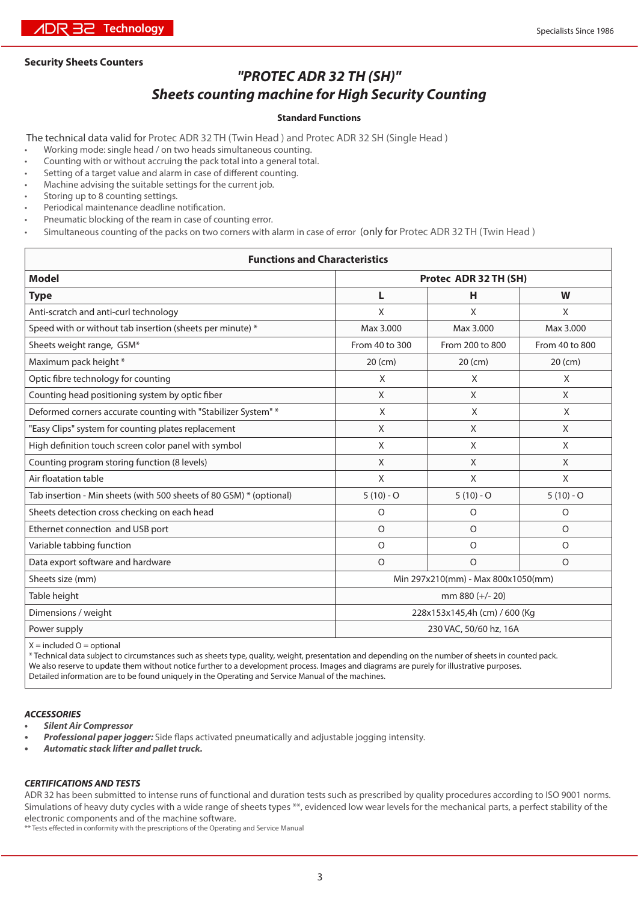**Security Sheets Counters**

# *"PROTEC ADR 32 TH (SH)"*
## *Sheets counting machine for High Security Counting*

**Standard Functions**

The technical data valid for Protec ADR 32 TH (Twin Head ) and Protec ADR 32 SH (Single Head )

- Working mode: single head / on two heads simultaneous counting.
- Counting with or without accruing the pack total into a general total.
- Setting of a target value and alarm in case of different counting.
- Machine advising the suitable settings for the current job.
- Storing up to 8 counting settings.
- Periodical maintenance deadline notification.
- Pneumatic blocking of the ream in case of counting error.
- Simultaneous counting of the packs on two corners with alarm in case of error (only for Protec ADR 32 TH (Twin Head )

| **Functions and Characteristics** | | | |
|---|---|---|---|
| **Model** | **Protec ADR 32 TH (SH)** | | |
| **Type** | **L** | **H** | **W** |
| Anti-scratch and anti-curl technology | X | X | X |
| Speed with or without tab insertion (sheets per minute) * | Max 3.000 | Max 3.000 | Max 3.000 |
| Sheets weight range, GSM* | From 40 to 300 | From 200 to 800 | From 40 to 800 |
| Maximum pack height * | 20 (cm) | 20 (cm) | 20 (cm) |
| Optic fibre technology for counting | X | X | X |
| Counting head positioning system by optic fiber | X | X | X |
| Deformed corners accurate counting with "Stabilizer System" * | X | X | X |
| "Easy Clips" system for counting plates replacement | X | X | X |
| High definition touch screen color panel with symbol | X | X | X |
| Counting program storing function (8 levels) | X | X | X |
| Air floatation table | X | X | X |
| Tab insertion - Min sheets (with 500 sheets of 80 GSM) * (optional) | 5 (10) - O | 5 (10) - O | 5 (10) - O |
| Sheets detection cross checking on each head | O | O | O |
| Ethernet connection and USB port | O | O | O |
| Variable tabbing function | O | O | O |
| Data export software and hardware | O | O | O |
| Sheets size (mm) | Min 297x210(mm) - Max 800x1050(mm) | | |
| Table height | mm 880 (+/- 20) | | |
| Dimensions / weight | 228x153x145,4h (cm) / 600 (Kg | | |
| Power supply | 230 VAC, 50/60 hz, 16A | | |

X = included O = optional
* Technical data subject to circumstances such as sheets type, quality, weight, presentation and depending on the number of sheets in counted pack.
We also reserve to update them without notice further to a development process. Images and diagrams are purely for illustrative purposes.
Detailed information are to be found uniquely in the Operating and Service Manual of the machines.

***ACCESSORIES***

- ***Silent Air Compressor***
- ***Professional paper jogger:*** Side flaps activated pneumatically and adjustable jogging intensity.
- ***Automatic stack lifter and pallet truck.***

***CERTIFICATIONS AND TESTS***

ADR 32 has been submitted to intense runs of functional and duration tests such as prescribed by quality procedures according to ISO 9001 norms. Simulations of heavy duty cycles with a wide range of sheets types **, evidenced low wear levels for the mechanical parts, a perfect stability of the electronic components and of the machine software.

** Tests effected in conformity with the prescriptions of the Operating and Service Manual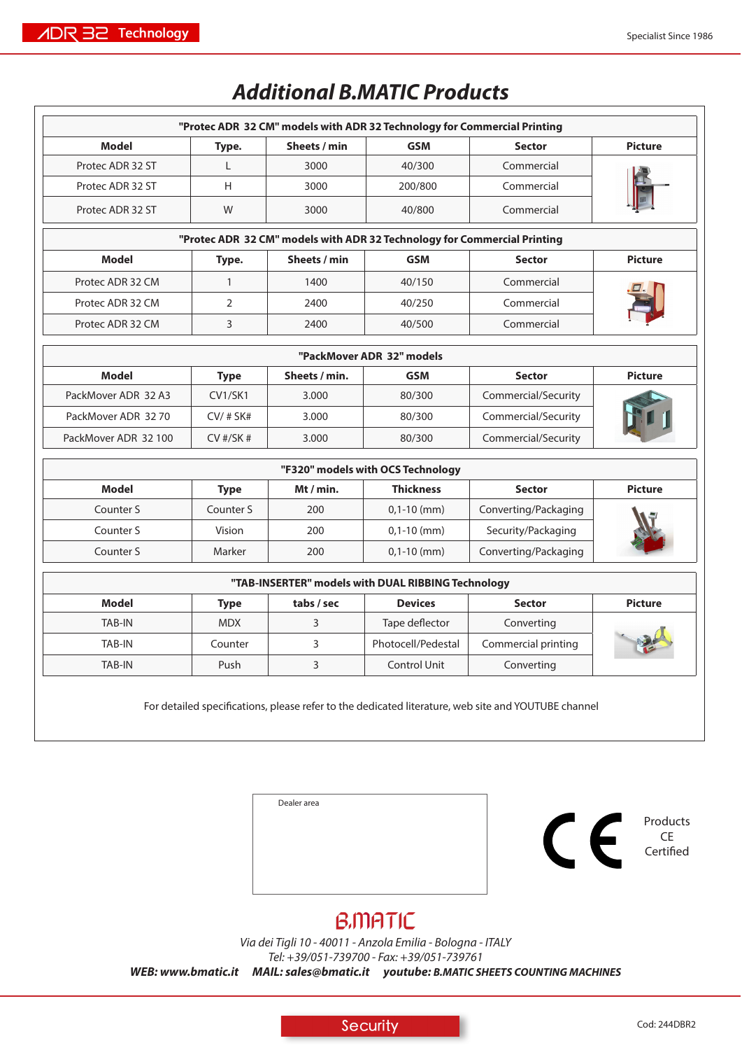# Additional B.MATIC Products

| "Protec ADR 32 CM" models with ADR 32 Technology for Commercial Printing | | | | | |
|---|---|---|---|---|---|
| **Model** | **Type.** | **Sheets / min** | **GSM** | **Sector** | **Picture** |
| Protec ADR 32 ST | L | 3000 | 40/300 | Commercial | |
| Protec ADR 32 ST | H | 3000 | 200/800 | Commercial | |
| Protec ADR 32 ST | W | 3000 | 40/800 | Commercial | |

| "Protec ADR 32 CM" models with ADR 32 Technology for Commercial Printing | | | | | |
|---|---|---|---|---|---|
| **Model** | **Type.** | **Sheets / min** | **GSM** | **Sector** | **Picture** |
| Protec ADR 32 CM | 1 | 1400 | 40/150 | Commercial | |
| Protec ADR 32 CM | 2 | 2400 | 40/250 | Commercial | |
| Protec ADR 32 CM | 3 | 2400 | 40/500 | Commercial | |

| "PackMover ADR 32" models | | | | | |
|---|---|---|---|---|---|
| **Model** | **Type** | **Sheets / min.** | **GSM** | **Sector** | **Picture** |
| PackMover ADR 32 A3 | CV1/SK1 | 3.000 | 80/300 | Commercial/Security | |
| PackMover ADR 32 70 | CV/ # SK# | 3.000 | 80/300 | Commercial/Security | |
| PackMover ADR 32 100 | CV #/SK # | 3.000 | 80/300 | Commercial/Security | |

| "F320" models with OCS Technology | | | | | |
|---|---|---|---|---|---|
| **Model** | **Type** | **Mt / min.** | **Thickness** | **Sector** | **Picture** |
| Counter S | Counter S | 200 | 0,1-10 (mm) | Converting/Packaging | |
| Counter S | Vision | 200 | 0,1-10 (mm) | Security/Packaging | |
| Counter S | Marker | 200 | 0,1-10 (mm) | Converting/Packaging | |

| "TAB-INSERTER" models with DUAL RIBBING Technology | | | | | |
|---|---|---|---|---|---|
| **Model** | **Type** | **tabs / sec** | **Devices** | **Sector** | **Picture** |
| TAB-IN | MDX | 3 | Tape deflector | Converting | |
| TAB-IN | Counter | 3 | Photocell/Pedestal | Commercial printing | |
| TAB-IN | Push | 3 | Control Unit | Converting | |

For detailed specifications, please refer to the dedicated literature, web site and YOUTUBE channel

Dealer area

Products CE Certified

B.MATIC

*Via dei Tigli 10 - 40011 - Anzola Emilia - Bologna - ITALY*
*Tel: +39/051-739700 - Fax: +39/051-739761*
***WEB: www.bmatic.it MAIL: sales@bmatic.it youtube: B.MATIC SHEETS COUNTING MACHINES***

Security

Cod: 244DBR2